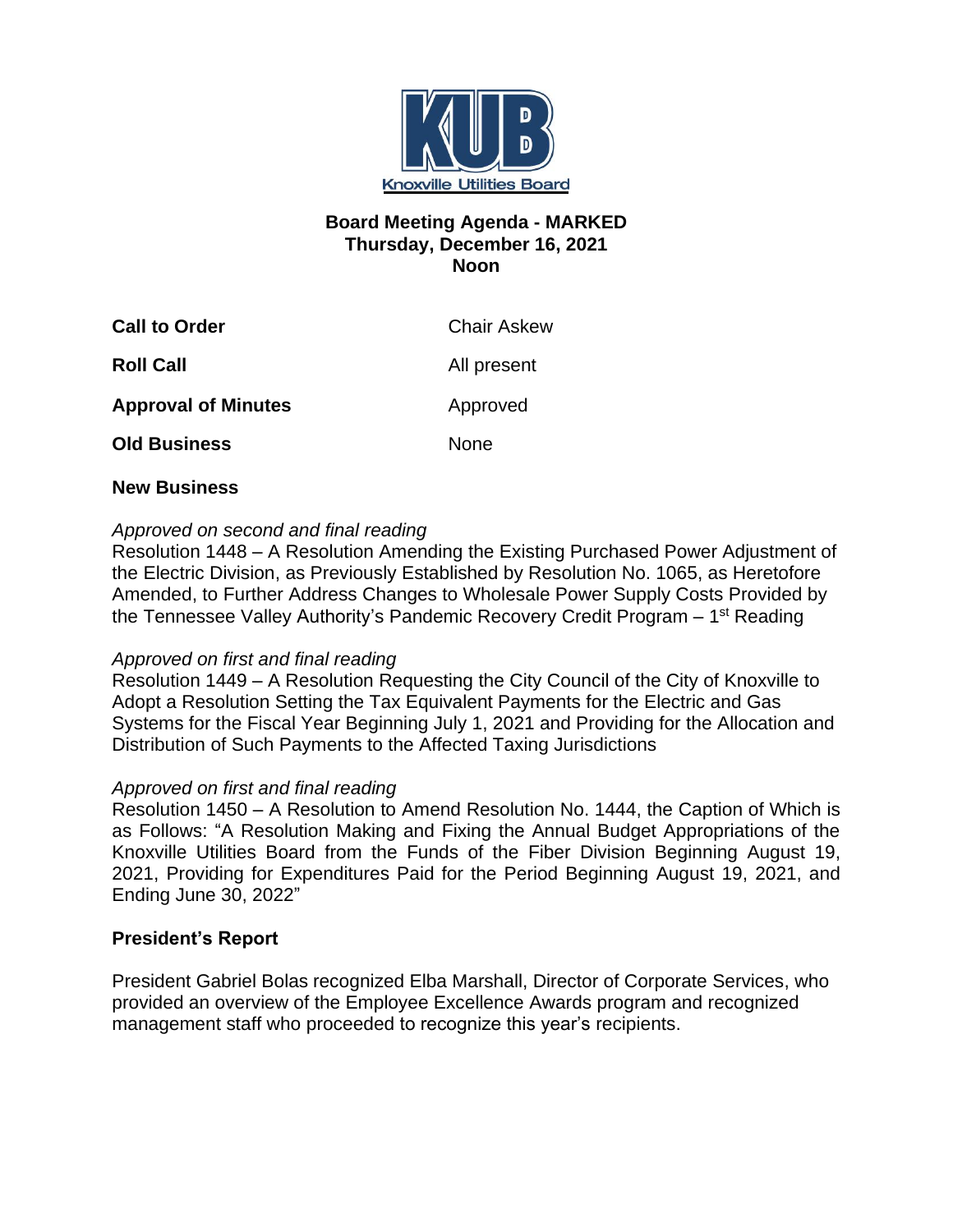# Board Meeting Agenda - MARKED
## Thursday, December 16, 2021
## Noon

| | |
|---|---|
| **Call to Order** | Chair Askew |
| **Roll Call** | All present |
| **Approval of Minutes** | Approved |
| **Old Business** | None |

**New Business**

*Approved on second and final reading*
Resolution 1448 – A Resolution Amending the Existing Purchased Power Adjustment of the Electric Division, as Previously Established by Resolution No. 1065, as Heretofore Amended, to Further Address Changes to Wholesale Power Supply Costs Provided by the Tennessee Valley Authority's Pandemic Recovery Credit Program – 1st Reading

*Approved on first and final reading*
Resolution 1449 – A Resolution Requesting the City Council of the City of Knoxville to Adopt a Resolution Setting the Tax Equivalent Payments for the Electric and Gas Systems for the Fiscal Year Beginning July 1, 2021 and Providing for the Allocation and Distribution of Such Payments to the Affected Taxing Jurisdictions

*Approved on first and final reading*
Resolution 1450 – A Resolution to Amend Resolution No. 1444, the Caption of Which is as Follows: "A Resolution Making and Fixing the Annual Budget Appropriations of the Knoxville Utilities Board from the Funds of the Fiber Division Beginning August 19, 2021, Providing for Expenditures Paid for the Period Beginning August 19, 2021, and Ending June 30, 2022"

**President's Report**

President Gabriel Bolas recognized Elba Marshall, Director of Corporate Services, who provided an overview of the Employee Excellence Awards program and recognized management staff who proceeded to recognize this year's recipients.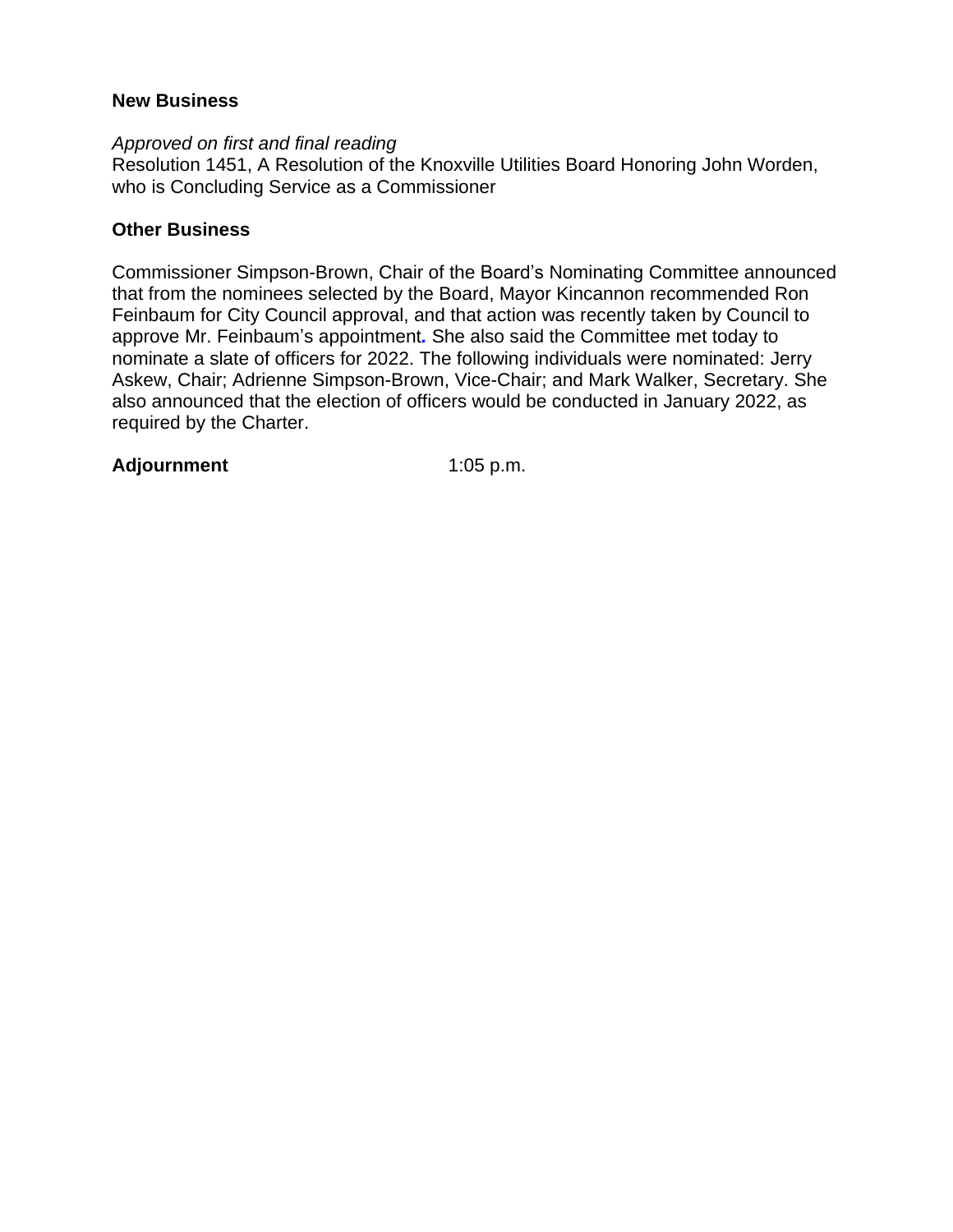**New Business**

*Approved on first and final reading*
Resolution 1451, A Resolution of the Knoxville Utilities Board Honoring John Worden, who is Concluding Service as a Commissioner

**Other Business**

Commissioner Simpson-Brown, Chair of the Board's Nominating Committee announced that from the nominees selected by the Board, Mayor Kincannon recommended Ron Feinbaum for City Council approval, and that action was recently taken by Council to approve Mr. Feinbaum's appointment. She also said the Committee met today to nominate a slate of officers for 2022. The following individuals were nominated: Jerry Askew, Chair; Adrienne Simpson-Brown, Vice-Chair; and Mark Walker, Secretary. She also announced that the election of officers would be conducted in January 2022, as required by the Charter.

**Adjournment** 1:05 p.m.